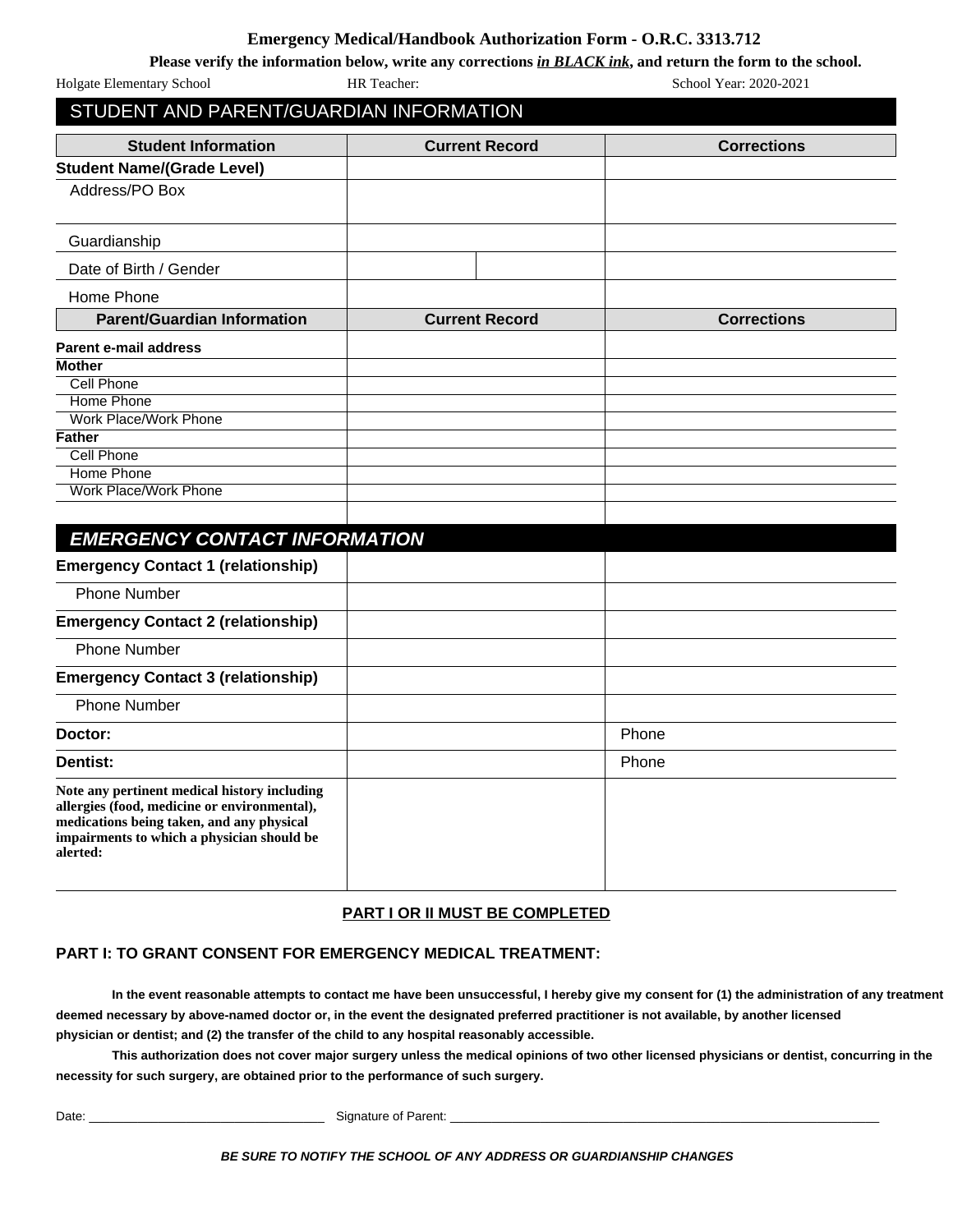# Emergency Medical/Handbook Authorization Form - O.R.C. 3313.712

**Please verify the information below, write any corrections *in BLACK ink*, and return the form to the school.**

Holgate Elementary School　　　HR Teacher:　　　School Year: 2020-2021

## STUDENT AND PARENT/GUARDIAN INFORMATION

| Student Information | Current Record | | Corrections |
|---|---|---|---|
| **Student Name/(Grade Level)** | | | |
| Address/PO Box | | | |
| Guardianship | | | |
| Date of Birth / Gender | | | |
| Home Phone | | | |
| **Parent/Guardian Information** | **Current Record** | | **Corrections** |
| **Parent e-mail address** | | | |
| **Mother** | | | |
| Cell Phone | | | |
| Home Phone | | | |
| Work Place/Work Phone | | | |
| **Father** | | | |
| Cell Phone | | | |
| Home Phone | | | |
| Work Place/Work Phone | | | |
| | | | |

## *EMERGENCY CONTACT INFORMATION*

| | | |
|---|---|---|
| **Emergency Contact 1 (relationship)** | | |
| Phone Number | | |
| **Emergency Contact 2 (relationship)** | | |
| Phone Number | | |
| **Emergency Contact 3 (relationship)** | | |
| Phone Number | | |
| **Doctor:** | | Phone |
| **Dentist:** | | Phone |
| **Note any pertinent medical history including allergies (food, medicine or environmental), medications being taken, and any physical impairments to which a physician should be alerted:** | | |

**PART I OR II MUST BE COMPLETED**

### PART I: TO GRANT CONSENT FOR EMERGENCY MEDICAL TREATMENT:

**In the event reasonable attempts to contact me have been unsuccessful, I hereby give my consent for (1) the administration of any treatment deemed necessary by above-named doctor or, in the event the designated preferred practitioner is not available, by another licensed physician or dentist; and (2) the transfer of the child to any hospital reasonably accessible.**

**This authorization does not cover major surgery unless the medical opinions of two other licensed physicians or dentist, concurring in the necessity for such surgery, are obtained prior to the performance of such surgery.**

Date: ______________________　Signature of Parent: ______________________________

***BE SURE TO NOTIFY THE SCHOOL OF ANY ADDRESS OR GUARDIANSHIP CHANGES***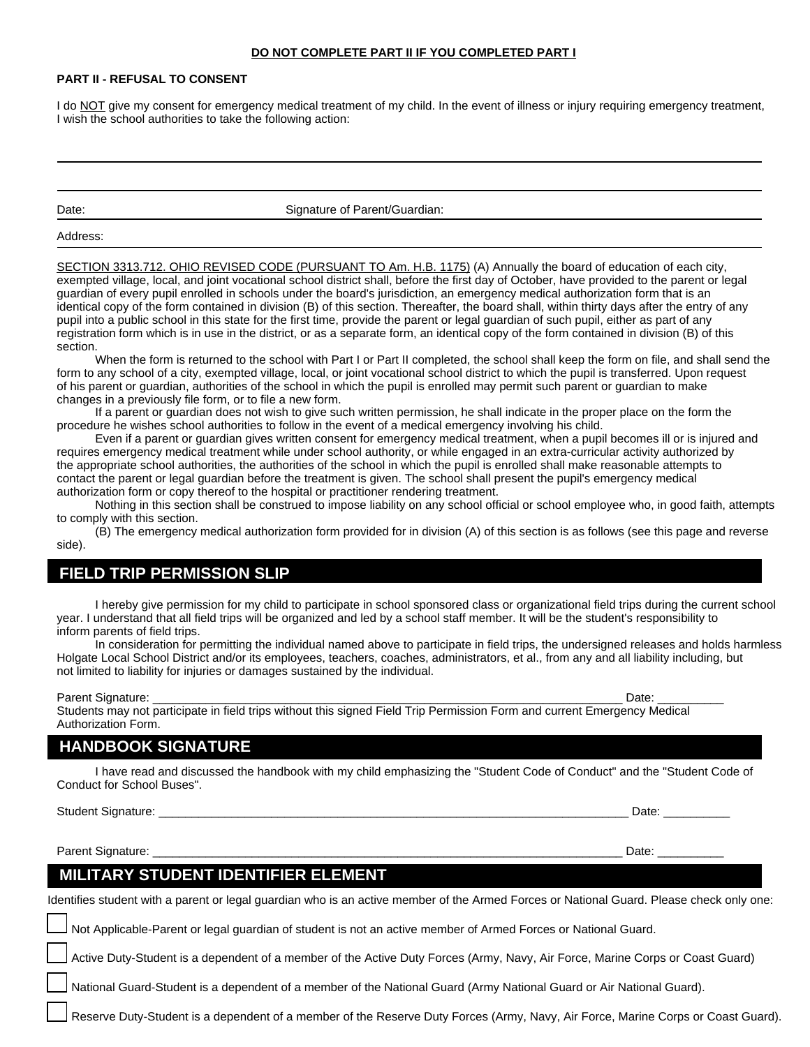**DO NOT COMPLETE PART II IF YOU COMPLETED PART I**

**PART II - REFUSAL TO CONSENT**

I do NOT give my consent for emergency medical treatment of my child. In the event of illness or injury requiring emergency treatment, I wish the school authorities to take the following action:

______________________________________________________________________________

______________________________________________________________________________

Date: Signature of Parent/Guardian: ______________________________________________

Address: ______________________________________________________________________

SECTION 3313.712. OHIO REVISED CODE (PURSUANT TO Am. H.B. 1175) (A) Annually the board of education of each city, exempted village, local, and joint vocational school district shall, before the first day of October, have provided to the parent or legal guardian of every pupil enrolled in schools under the board's jurisdiction, an emergency medical authorization form that is an identical copy of the form contained in division (B) of this section. Thereafter, the board shall, within thirty days after the entry of any pupil into a public school in this state for the first time, provide the parent or legal guardian of such pupil, either as part of any registration form which is in use in the district, or as a separate form, an identical copy of the form contained in division (B) of this section.

When the form is returned to the school with Part I or Part II completed, the school shall keep the form on file, and shall send the form to any school of a city, exempted village, local, or joint vocational school district to which the pupil is transferred. Upon request of his parent or guardian, authorities of the school in which the pupil is enrolled may permit such parent or guardian to make changes in a previously file form, or to file a new form.

If a parent or guardian does not wish to give such written permission, he shall indicate in the proper place on the form the procedure he wishes school authorities to follow in the event of a medical emergency involving his child.

Even if a parent or guardian gives written consent for emergency medical treatment, when a pupil becomes ill or is injured and requires emergency medical treatment while under school authority, or while engaged in an extra-curricular activity authorized by the appropriate school authorities, the authorities of the school in which the pupil is enrolled shall make reasonable attempts to contact the parent or legal guardian before the treatment is given. The school shall present the pupil's emergency medical authorization form or copy thereof to the hospital or practitioner rendering treatment.

Nothing in this section shall be construed to impose liability on any school official or school employee who, in good faith, attempts to comply with this section.

(B) The emergency medical authorization form provided for in division (A) of this section is as follows (see this page and reverse side).

## FIELD TRIP PERMISSION SLIP

I hereby give permission for my child to participate in school sponsored class or organizational field trips during the current school year. I understand that all field trips will be organized and led by a school staff member. It will be the student's responsibility to inform parents of field trips.

In consideration for permitting the individual named above to participate in field trips, the undersigned releases and holds harmless Holgate Local School District and/or its employees, teachers, coaches, administrators, et al., from any and all liability including, but not limited to liability for injuries or damages sustained by the individual.

Parent Signature: ___________________________________________________________________________ Date: __________

Students may not participate in field trips without this signed Field Trip Permission Form and current Emergency Medical Authorization Form.

## HANDBOOK SIGNATURE

I have read and discussed the handbook with my child emphasizing the "Student Code of Conduct" and the "Student Code of Conduct for School Buses".

Student Signature: ___________________________________________________________________________ Date: __________

Parent Signature: ___________________________________________________________________________ Date: __________

## MILITARY STUDENT IDENTIFIER ELEMENT

Identifies student with a parent or legal guardian who is an active member of the Armed Forces or National Guard. Please check only one:

☐ Not Applicable-Parent or legal guardian of student is not an active member of Armed Forces or National Guard.

☐ Active Duty-Student is a dependent of a member of the Active Duty Forces (Army, Navy, Air Force, Marine Corps or Coast Guard)

☐ National Guard-Student is a dependent of a member of the National Guard (Army National Guard or Air National Guard).

☐ Reserve Duty-Student is a dependent of a member of the Reserve Duty Forces (Army, Navy, Air Force, Marine Corps or Coast Guard).